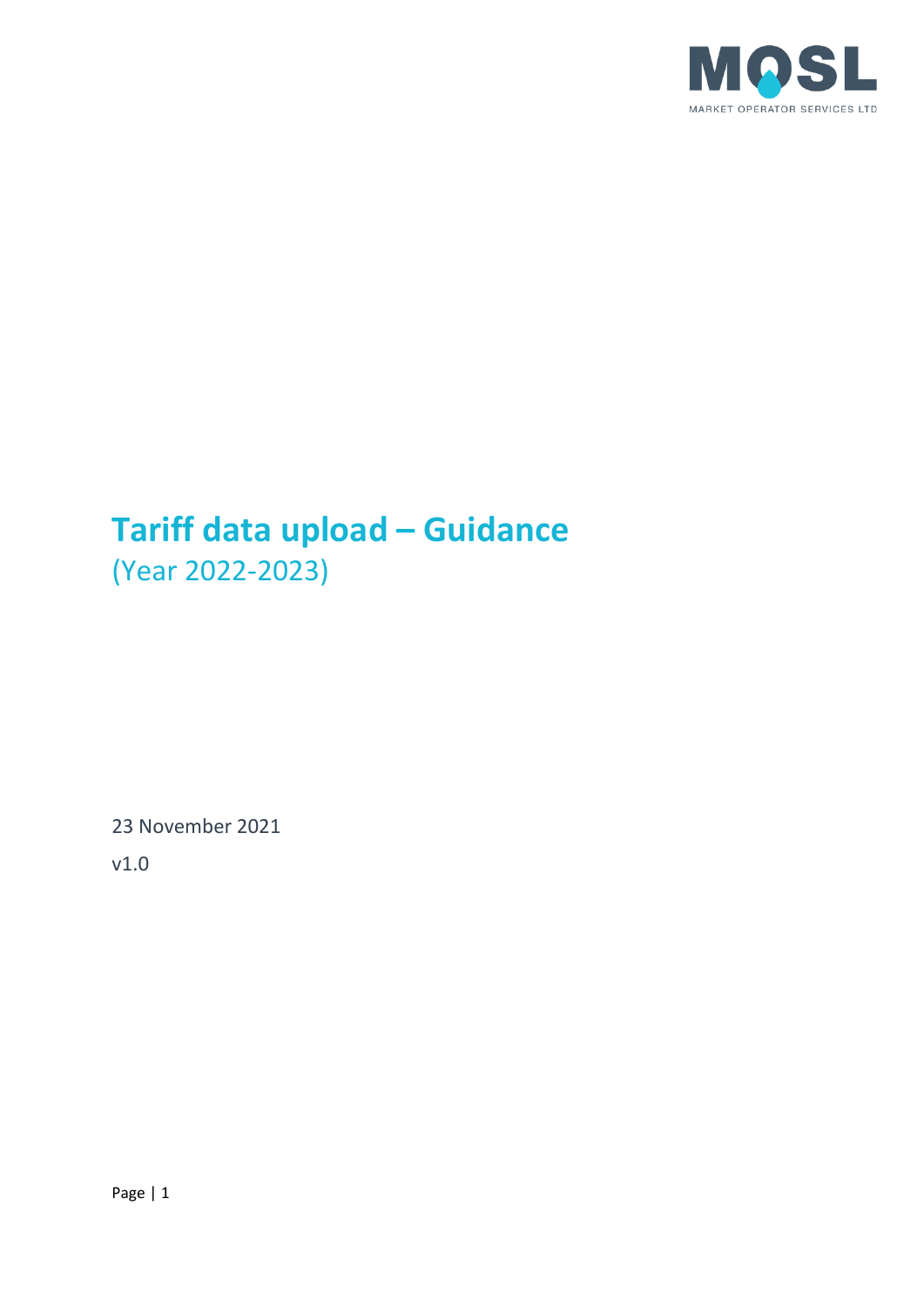MOSL

MARKET OPERATOR SERVICES LTD

# Tariff data upload – Guidance

(Year 2022-2023)

23 November 2021

v1.0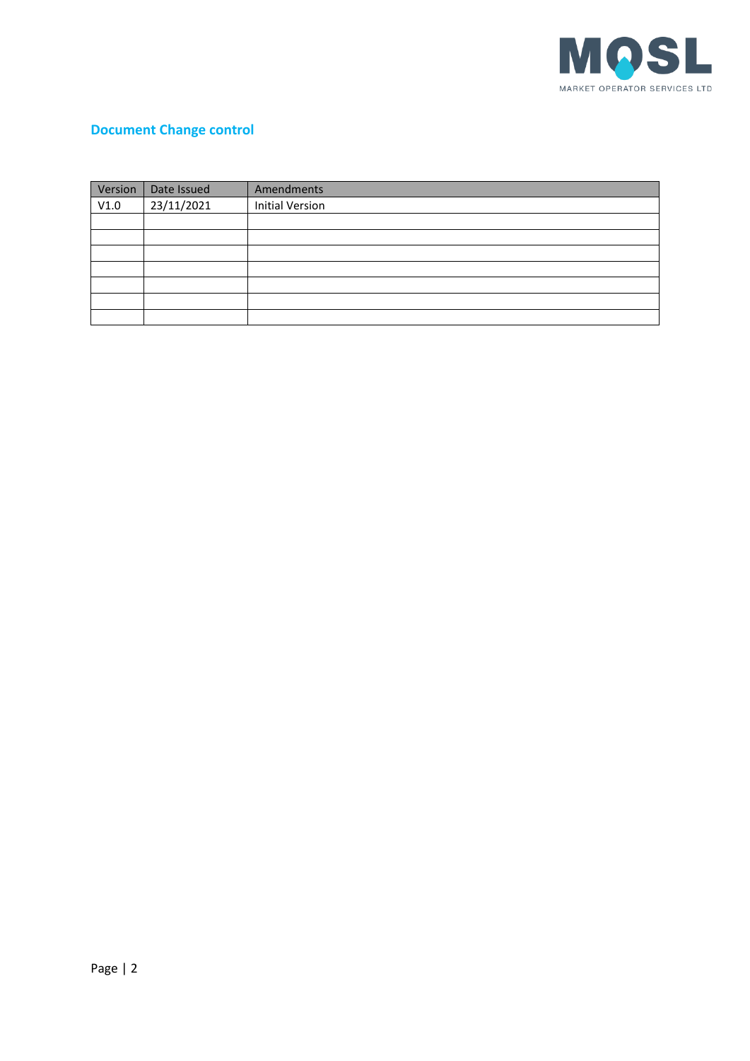## Document Change control

| Version | Date Issued | Amendments |
|---|---|---|
| V1.0 | 23/11/2021 | Initial Version |
| | | |
| | | |
| | | |
| | | |
| | | |
| | | |
| | | |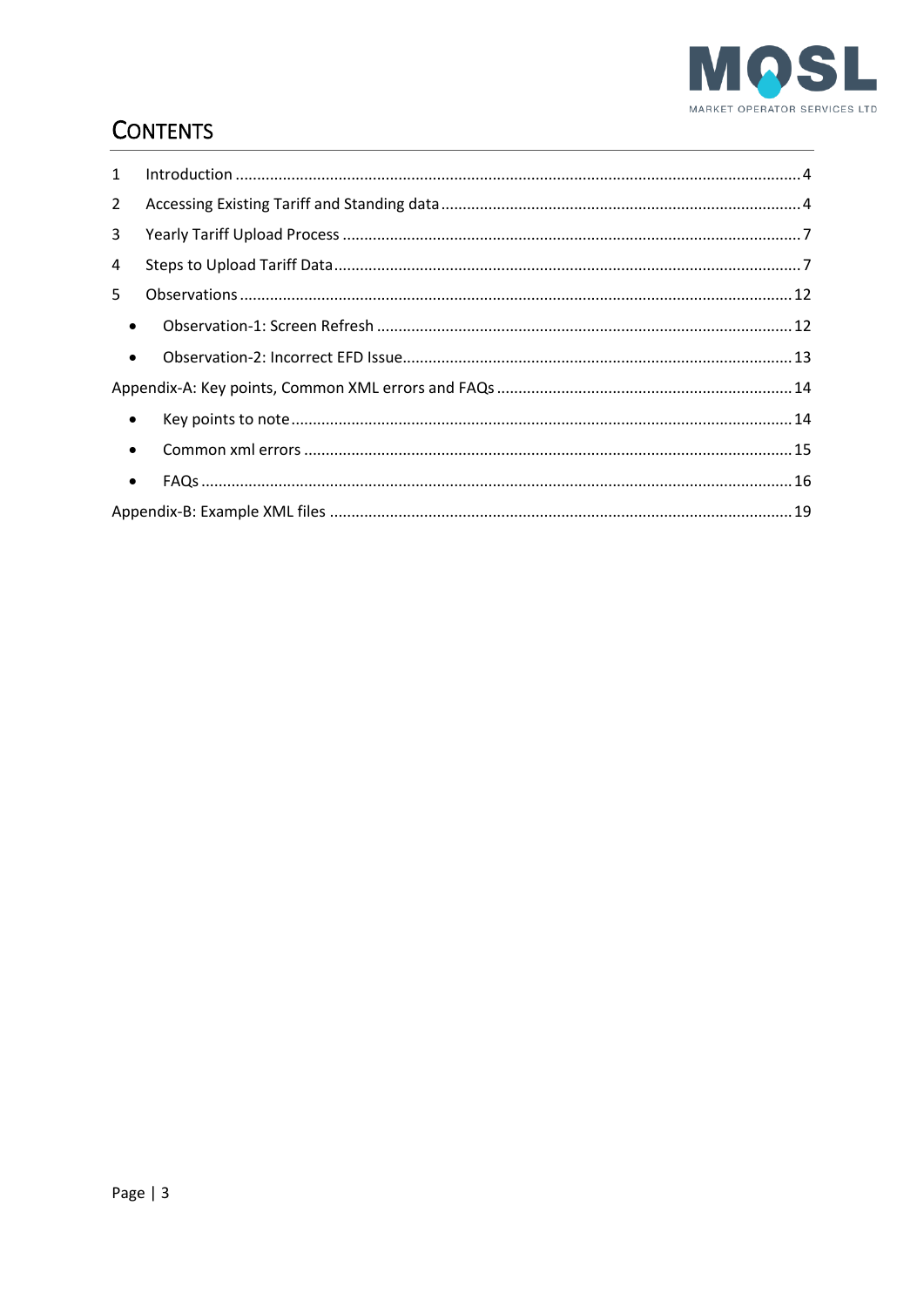# CONTENTS

1 Introduction .......... 4

2 Accessing Existing Tariff and Standing data .......... 4

3 Yearly Tariff Upload Process .......... 7

4 Steps to Upload Tariff Data .......... 7

5 Observations .......... 12

- Observation-1: Screen Refresh .......... 12
- Observation-2: Incorrect EFD Issue .......... 13

Appendix-A: Key points, Common XML errors and FAQs .......... 14

- Key points to note .......... 14
- Common xml errors .......... 15
- FAQs .......... 16

Appendix-B: Example XML files .......... 19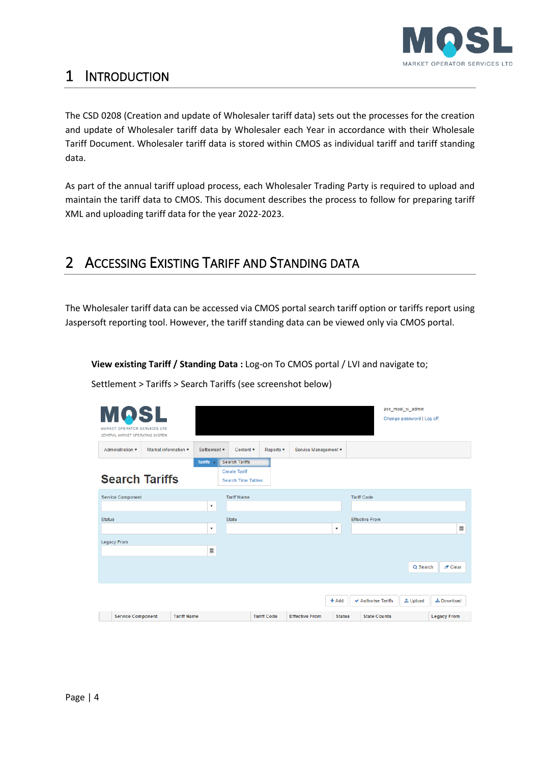# 1 INTRODUCTION

The CSD 0208 (Creation and update of Wholesaler tariff data) sets out the processes for the creation and update of Wholesaler tariff data by Wholesaler each Year in accordance with their Wholesale Tariff Document. Wholesaler tariff data is stored within CMOS as individual tariff and tariff standing data.

As part of the annual tariff upload process, each Wholesaler Trading Party is required to upload and maintain the tariff data to CMOS. This document describes the process to follow for preparing tariff XML and uploading tariff data for the year 2022-2023.

# 2 ACCESSING EXISTING TARIFF AND STANDING DATA

The Wholesaler tariff data can be accessed via CMOS portal search tariff option or tariffs report using Jaspersoft reporting tool. However, the tariff standing data can be viewed only via CMOS portal.

**View existing Tariff / Standing Data :** Log-on To CMOS portal / LVI and navigate to;

Settlement > Tariffs > Search Tariffs (see screenshot below)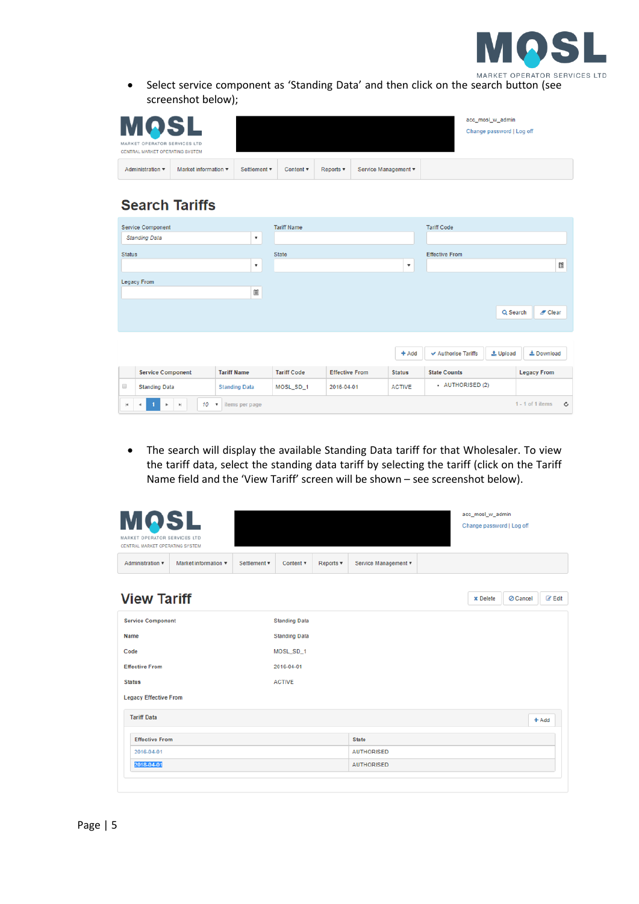- Select service component as 'Standing Data' and then click on the search button (see screenshot below);

- The search will display the available Standing Data tariff for that Wholesaler. To view the tariff data, select the standing data tariff by selecting the tariff (click on the Tariff Name field and the 'View Tariff' screen will be shown – see screenshot below).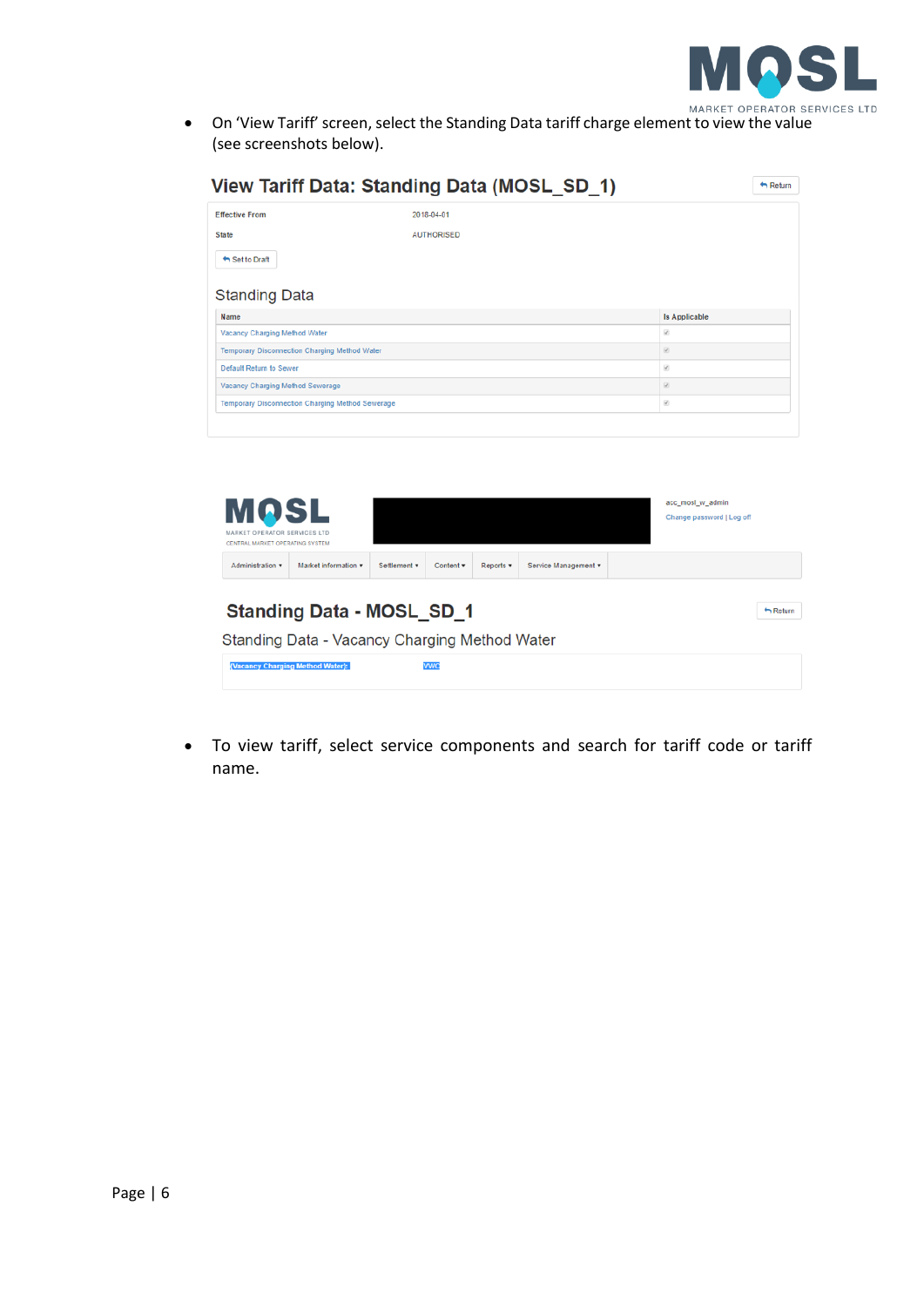- On 'View Tariff' screen, select the Standing Data tariff charge element to view the value (see screenshots below).

## View Tariff Data: Standing Data (MOSL_SD_1)

Return

| | |
|---|---|
| Effective From | 2018-04-01 |
| State | AUTHORISED |

Set to Draft

### Standing Data

| Name | Is Applicable |
|---|---|
| Vacancy Charging Method Water | ✓ |
| Temporary Disconnection Charging Method Water | ✓ |
| Default Return to Sewer | ✓ |
| Vacancy Charging Method Sewerage | ✓ |
| Temporary Disconnection Charging Method Sewerage | ✓ |

MOSL MARKET OPERATOR SERVICES LTD CENTRAL MARKET OPERATING SYSTEM

acc_mosl_w_admin
Change password | Log off

Administration ▾ | Market information ▾ | Settlement ▾ | Content ▾ | Reports ▾ | Service Management ▾

## Standing Data - MOSL_SD_1

Return

### Standing Data - Vacancy Charging Method Water

| | |
|---|---|
| [Vacancy Charging Method Water]: | VWC |

- To view tariff, select service components and search for tariff code or tariff name.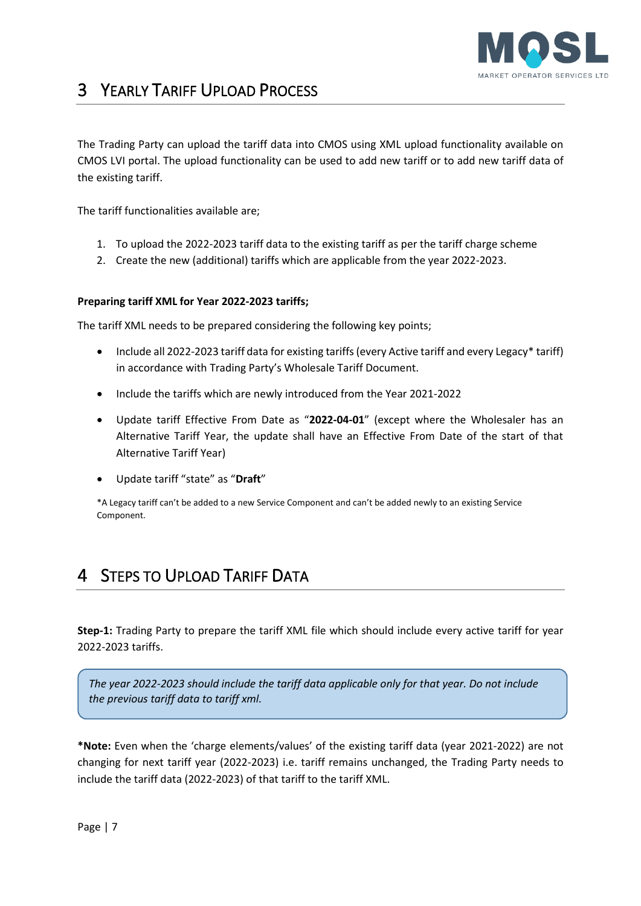# 3 Yearly Tariff Upload Process

The Trading Party can upload the tariff data into CMOS using XML upload functionality available on CMOS LVI portal. The upload functionality can be used to add new tariff or to add new tariff data of the existing tariff.

The tariff functionalities available are;

1. To upload the 2022-2023 tariff data to the existing tariff as per the tariff charge scheme
2. Create the new (additional) tariffs which are applicable from the year 2022-2023.

**Preparing tariff XML for Year 2022-2023 tariffs;**

The tariff XML needs to be prepared considering the following key points;

- Include all 2022-2023 tariff data for existing tariffs (every Active tariff and every Legacy* tariff) in accordance with Trading Party's Wholesale Tariff Document.
- Include the tariffs which are newly introduced from the Year 2021-2022
- Update tariff Effective From Date as "**2022-04-01**" (except where the Wholesaler has an Alternative Tariff Year, the update shall have an Effective From Date of the start of that Alternative Tariff Year)
- Update tariff "state" as "**Draft**"

*A Legacy tariff can't be added to a new Service Component and can't be added newly to an existing Service Component.

# 4 Steps to Upload Tariff Data

**Step-1:** Trading Party to prepare the tariff XML file which should include every active tariff for year 2022-2023 tariffs.

> *The year 2022-2023 should include the tariff data applicable only for that year. Do not include the previous tariff data to tariff xml.*

***Note:** Even when the 'charge elements/values' of the existing tariff data (year 2021-2022) are not changing for next tariff year (2022-2023) i.e. tariff remains unchanged, the Trading Party needs to include the tariff data (2022-2023) of that tariff to the tariff XML.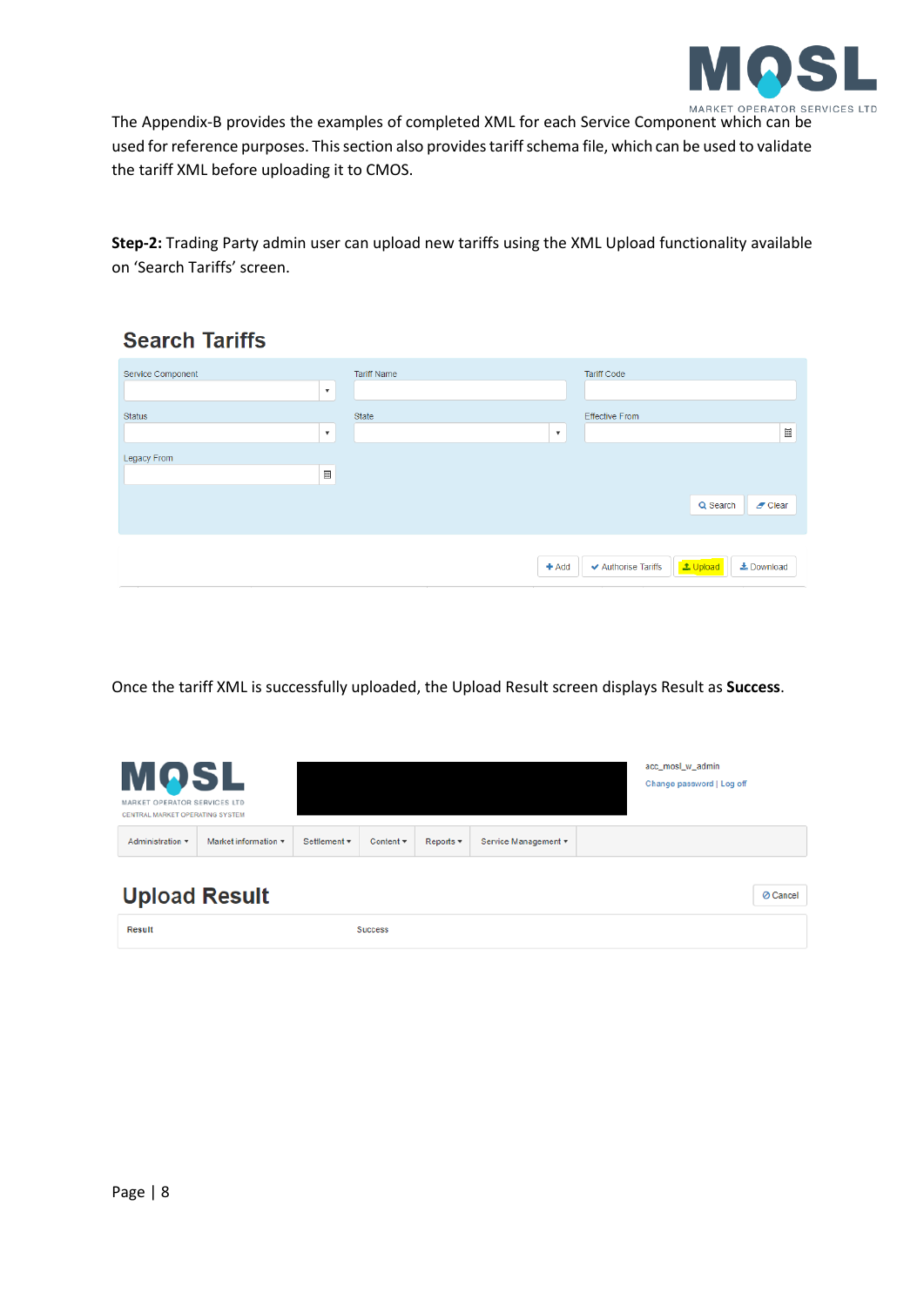The Appendix-B provides the examples of completed XML for each Service Component which can be used for reference purposes. This section also provides tariff schema file, which can be used to validate the tariff XML before uploading it to CMOS.

**Step-2:** Trading Party admin user can upload new tariffs using the XML Upload functionality available on 'Search Tariffs' screen.

Once the tariff XML is successfully uploaded, the Upload Result screen displays Result as **Success**.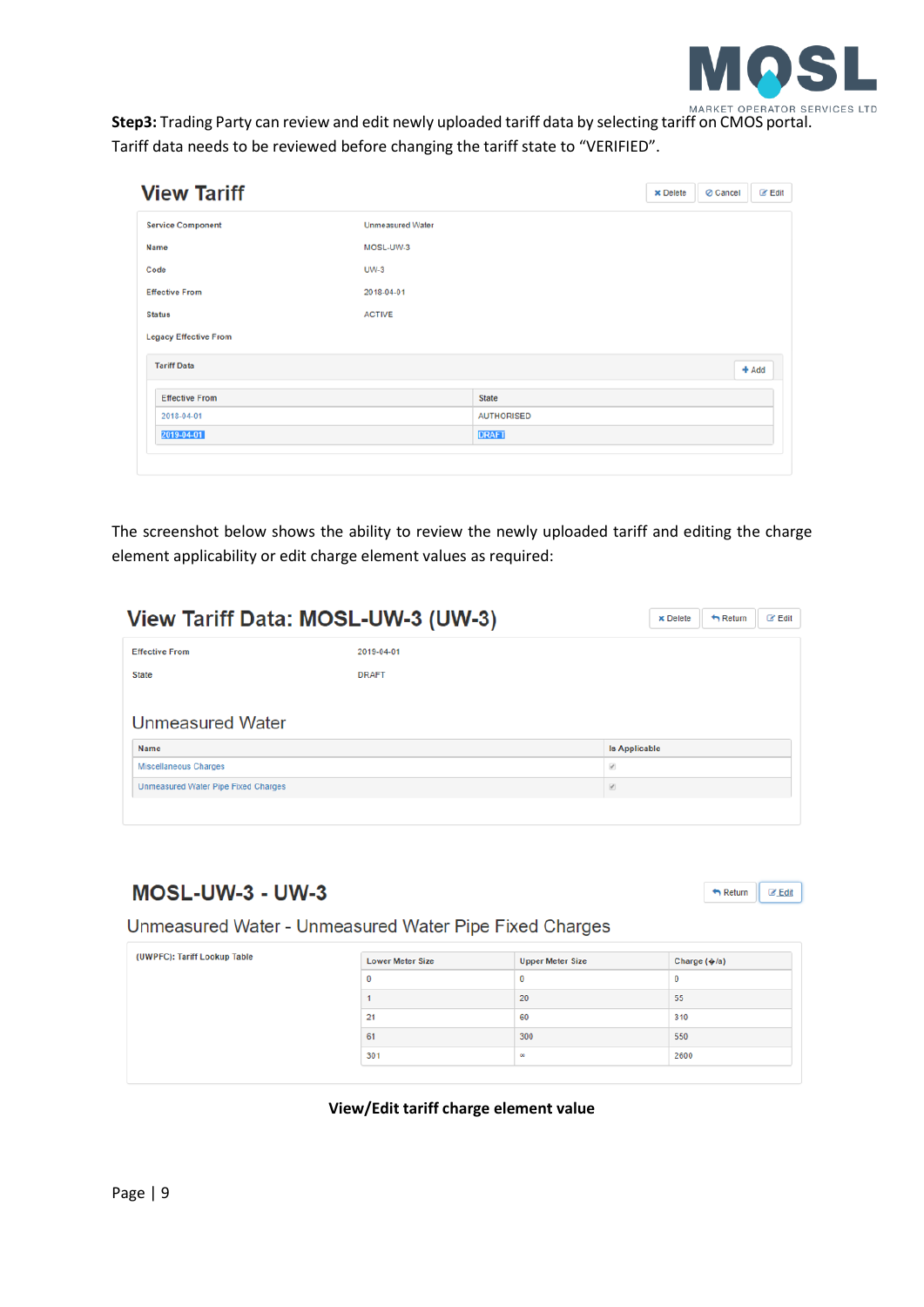**Step3:** Trading Party can review and edit newly uploaded tariff data by selecting tariff on CMOS portal. Tariff data needs to be reviewed before changing the tariff state to "VERIFIED".

## View Tariff

Delete | Cancel | Edit

| | |
|---|---|
| Service Component | Unmeasured Water |
| Name | MOSL-UW-3 |
| Code | UW-3 |
| Effective From | 2018-04-01 |
| Status | ACTIVE |
| Legacy Effective From | |

**Tariff Data** — Add

| Effective From | State |
|---|---|
| 2018-04-01 | AUTHORISED |
| 2019-04-01 | DRAFT |

The screenshot below shows the ability to review the newly uploaded tariff and editing the charge element applicability or edit charge element values as required:

## View Tariff Data: MOSL-UW-3 (UW-3)

Delete | Return | Edit

| | |
|---|---|
| Effective From | 2019-04-01 |
| State | DRAFT |

### Unmeasured Water

| Name | Is Applicable |
|---|---|
| Miscellaneous Charges | ✓ |
| Unmeasured Water Pipe Fixed Charges | ✓ |

## MOSL-UW-3 - UW-3

Return | Edit

### Unmeasured Water - Unmeasured Water Pipe Fixed Charges

(UWPFC): Tariff Lookup Table

| Lower Meter Size | Upper Meter Size | Charge (£/a) |
|---|---|---|
| 0 | 0 | 0 |
| 1 | 20 | 55 |
| 21 | 60 | 310 |
| 61 | 300 | 550 |
| 301 | ∞ | 2600 |

**View/Edit tariff charge element value**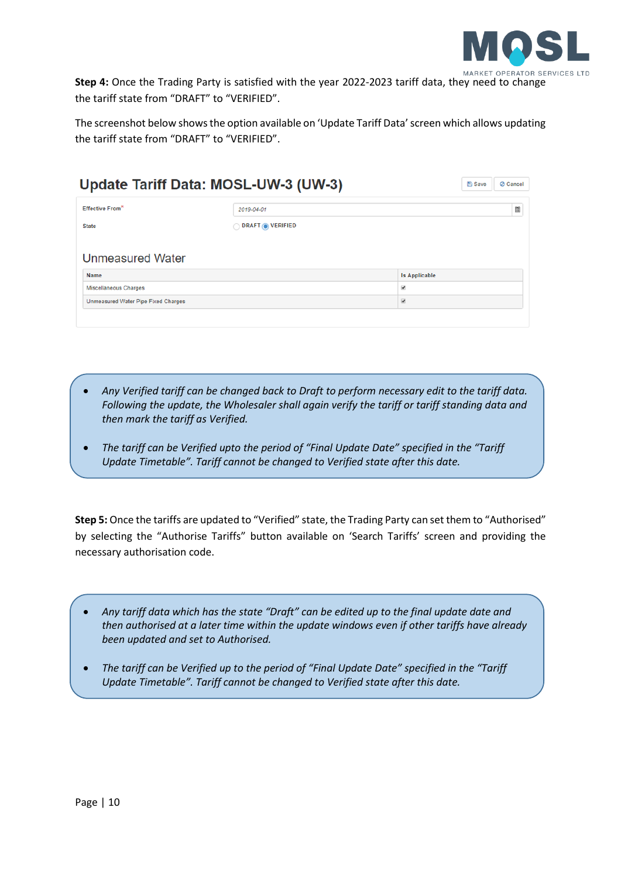**Step 4:** Once the Trading Party is satisfied with the year 2022-2023 tariff data, they need to change the tariff state from "DRAFT" to "VERIFIED".

The screenshot below shows the option available on 'Update Tariff Data' screen which allows updating the tariff state from "DRAFT" to "VERIFIED".

## Update Tariff Data: MOSL-UW-3 (UW-3)

Save | Cancel

Effective From* 2019-04-01

State ○ DRAFT ◉ VERIFIED

### Unmeasured Water

| Name | Is Applicable |
|---|---|
| Miscellaneous Charges | ☑ |
| Unmeasured Water Pipe Fixed Charges | ☑ |

- *Any Verified tariff can be changed back to Draft to perform necessary edit to the tariff data. Following the update, the Wholesaler shall again verify the tariff or tariff standing data and then mark the tariff as Verified.*
- *The tariff can be Verified upto the period of "Final Update Date" specified in the "Tariff Update Timetable". Tariff cannot be changed to Verified state after this date.*

**Step 5:** Once the tariffs are updated to "Verified" state, the Trading Party can set them to "Authorised" by selecting the "Authorise Tariffs" button available on 'Search Tariffs' screen and providing the necessary authorisation code.

- *Any tariff data which has the state "Draft" can be edited up to the final update date and then authorised at a later time within the update windows even if other tariffs have already been updated and set to Authorised.*
- *The tariff can be Verified up to the period of "Final Update Date" specified in the "Tariff Update Timetable". Tariff cannot be changed to Verified state after this date.*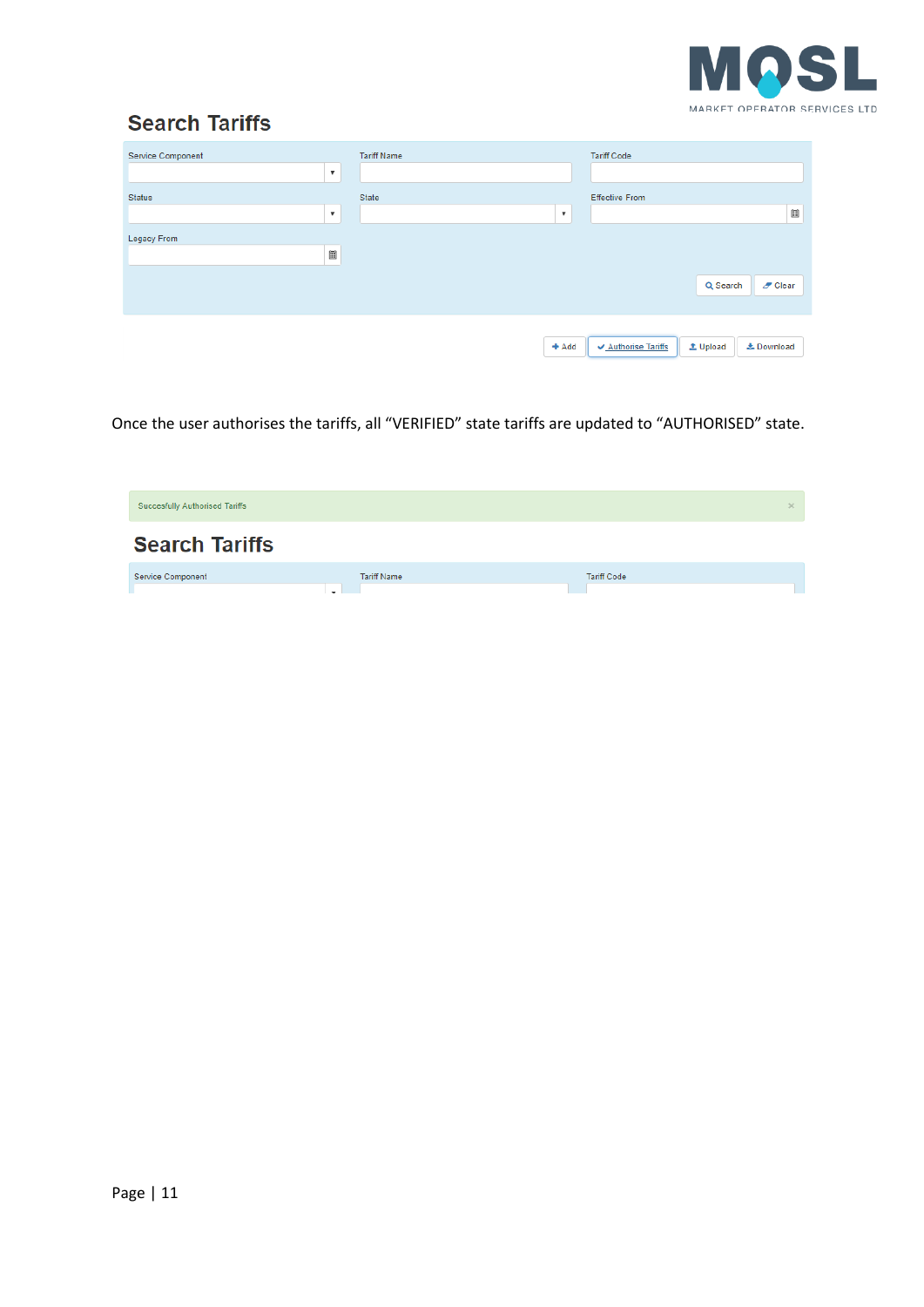## Search Tariffs

Service Component | Tariff Name | Tariff Code

Status | State | Effective From

Legacy From

Search | Clear

Add | Authorise Tariffs | Upload | Download

Once the user authorises the tariffs, all “VERIFIED” state tariffs are updated to “AUTHORISED” state.

Succesfully Authorised Tariffs

## Search Tariffs

Service Component | Tariff Name | Tariff Code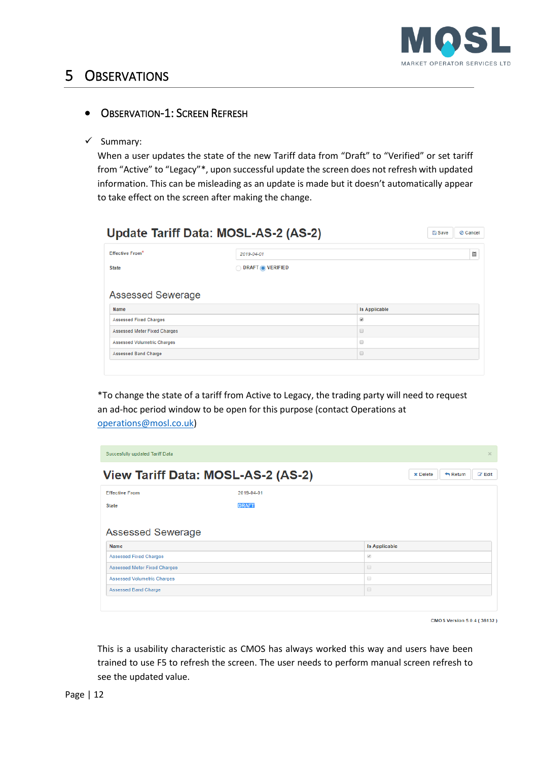// Note: the two screenshots are transcribed as text and tables because no image IDs were provided for this page.

# 5 Observations

- **Observation-1: Screen Refresh**

✓ Summary:

When a user updates the state of the new Tariff data from "Draft" to "Verified" or set tariff from "Active" to "Legacy"*, upon successful update the screen does not refresh with updated information. This can be misleading as an update is made but it doesn't automatically appear to take effect on the screen after making the change.

## Update Tariff Data: MOSL-AS-2 (AS-2)

Save | Cancel

Effective From* 2019-04-01

State ○ DRAFT ◉ VERIFIED

### Assessed Sewerage

| Name | Is Applicable |
|---|---|
| Assessed Fixed Charges | ☑ |
| Assessed Meter Fixed Charges | ☐ |
| Assessed Volumetric Charges | ☐ |
| Assessed Band Charge | ☐ |

*To change the state of a tariff from Active to Legacy, the trading party will need to request an ad-hoc period window to be open for this purpose (contact Operations at operations@mosl.co.uk)

Succesfully updated Tariff Data

## View Tariff Data: MOSL-AS-2 (AS-2)

Delete | Return | Edit

Effective From 2019-04-01

State DRAFT

### Assessed Sewerage

| Name | Is Applicable |
|---|---|
| Assessed Fixed Charges | ☑ |
| Assessed Meter Fixed Charges | ☐ |
| Assessed Volumetric Charges | ☐ |
| Assessed Band Charge | ☐ |

CMOS Version 5.0.4 ( 38132 )

This is a usability characteristic as CMOS has always worked this way and users have been trained to use F5 to refresh the screen. The user needs to perform manual screen refresh to see the updated value.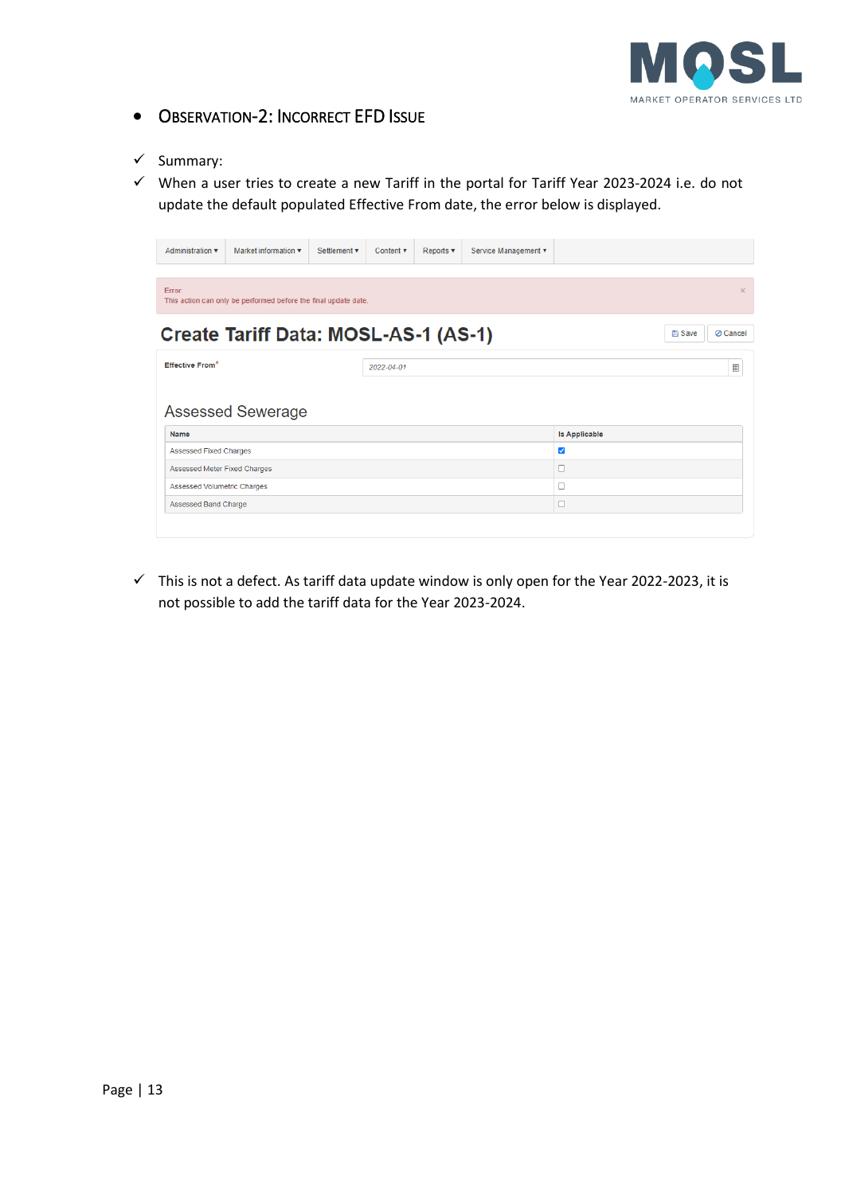- **Observation-2: Incorrect EFD Issue**

✓ Summary:

✓ When a user tries to create a new Tariff in the portal for Tariff Year 2023-2024 i.e. do not update the default populated Effective From date, the error below is displayed.

Administration ▾ | Market information ▾ | Settlement ▾ | Content ▾ | Reports ▾ | Service Management ▾

Error
This action can only be performed before the final update date.

**Create Tariff Data: MOSL-AS-1 (AS-1)**

Save | Cancel

Effective From* 2022-04-01

Assessed Sewerage

| Name | Is Applicable |
|---|---|
| Assessed Fixed Charges | ☑ |
| Assessed Meter Fixed Charges | ☐ |
| Assessed Volumetric Charges | ☐ |
| Assessed Band Charge | ☐ |

✓ This is not a defect. As tariff data update window is only open for the Year 2022-2023, it is not possible to add the tariff data for the Year 2023-2024.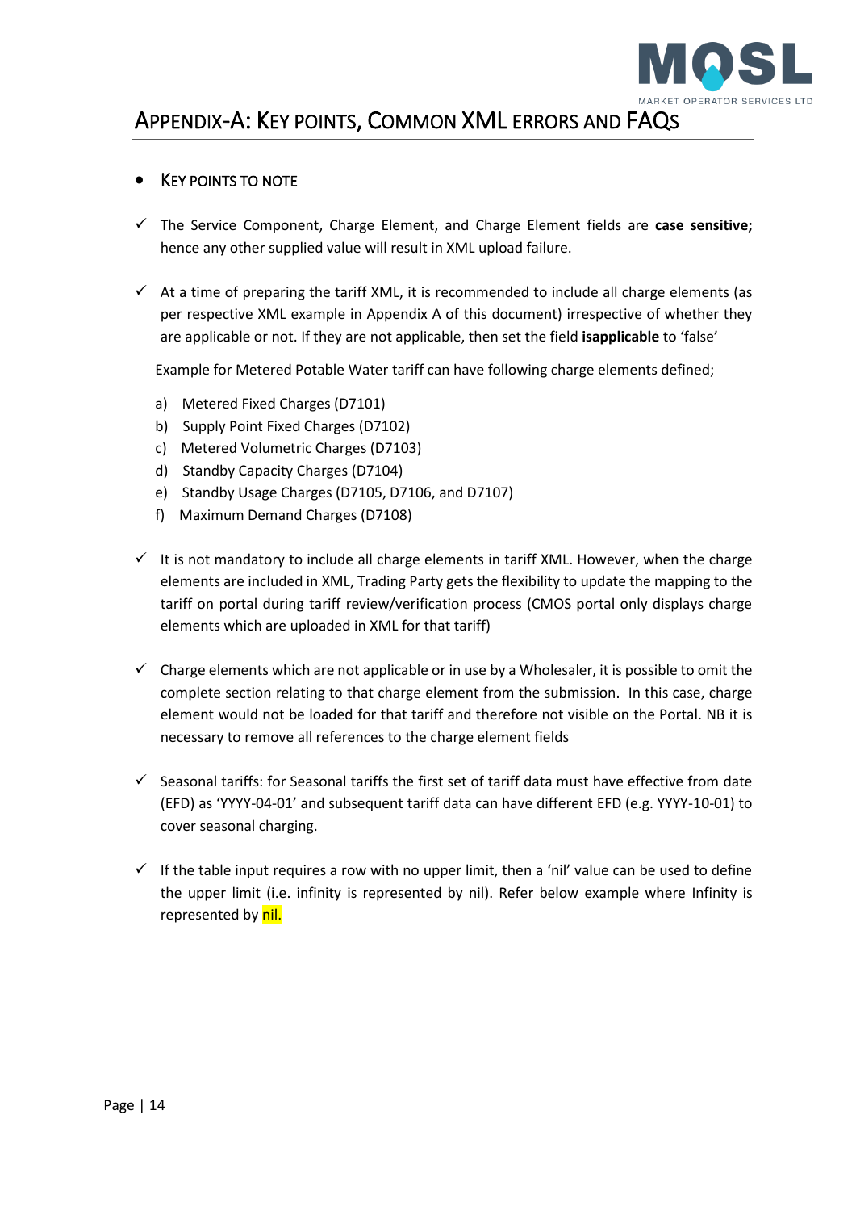# Appendix-A: Key points, Common XML errors and FAQs

- **Key points to note**

✓ The Service Component, Charge Element, and Charge Element fields are **case sensitive;** hence any other supplied value will result in XML upload failure.

✓ At a time of preparing the tariff XML, it is recommended to include all charge elements (as per respective XML example in Appendix A of this document) irrespective of whether they are applicable or not. If they are not applicable, then set the field **isapplicable** to 'false'

Example for Metered Potable Water tariff can have following charge elements defined;

a) Metered Fixed Charges (D7101)
b) Supply Point Fixed Charges (D7102)
c) Metered Volumetric Charges (D7103)
d) Standby Capacity Charges (D7104)
e) Standby Usage Charges (D7105, D7106, and D7107)
f) Maximum Demand Charges (D7108)

✓ It is not mandatory to include all charge elements in tariff XML. However, when the charge elements are included in XML, Trading Party gets the flexibility to update the mapping to the tariff on portal during tariff review/verification process (CMOS portal only displays charge elements which are uploaded in XML for that tariff)

✓ Charge elements which are not applicable or in use by a Wholesaler, it is possible to omit the complete section relating to that charge element from the submission. In this case, charge element would not be loaded for that tariff and therefore not visible on the Portal. NB it is necessary to remove all references to the charge element fields

✓ Seasonal tariffs: for Seasonal tariffs the first set of tariff data must have effective from date (EFD) as 'YYYY-04-01' and subsequent tariff data can have different EFD (e.g. YYYY-10-01) to cover seasonal charging.

✓ If the table input requires a row with no upper limit, then a 'nil' value can be used to define the upper limit (i.e. infinity is represented by nil). Refer below example where Infinity is represented by nil.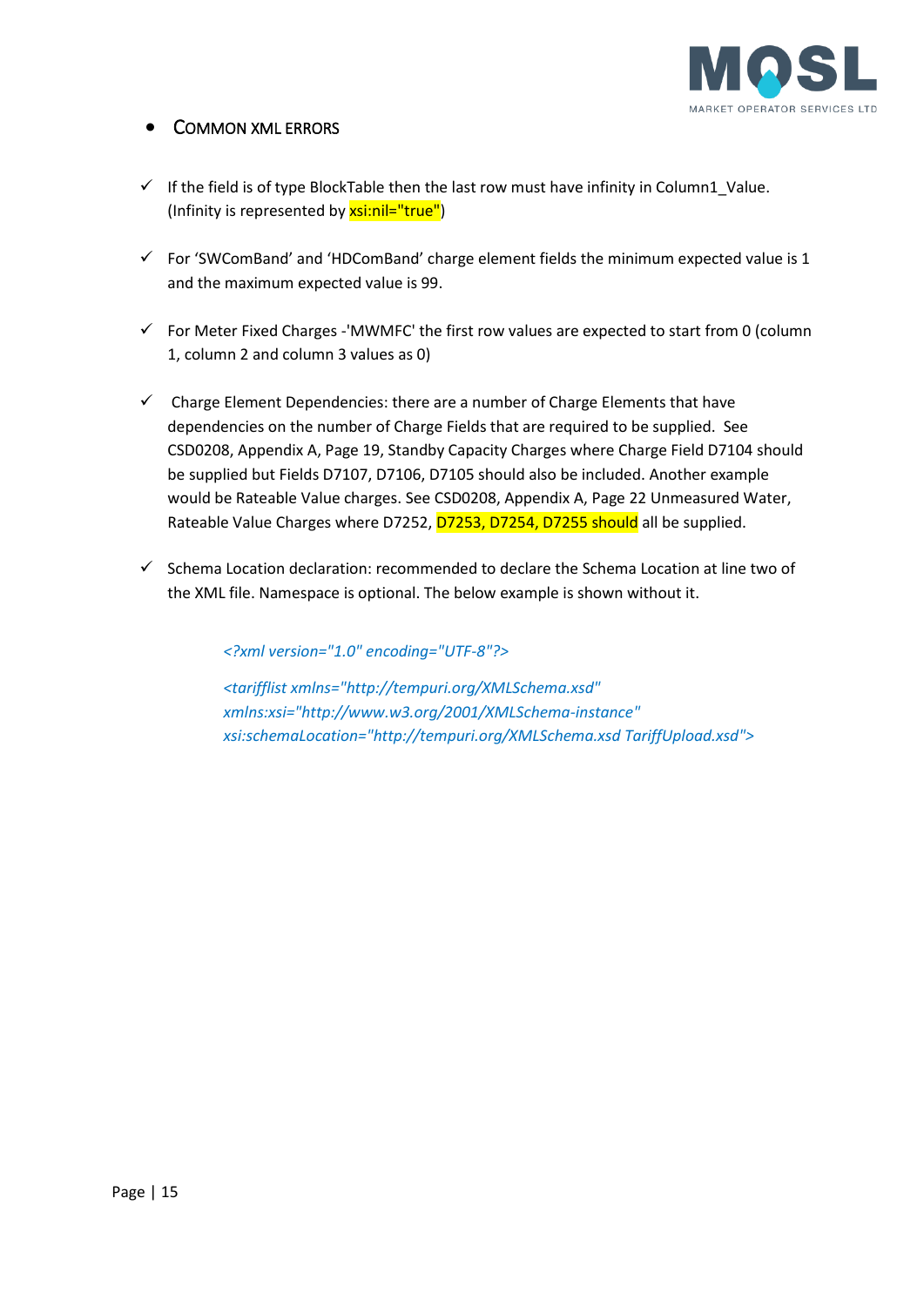- **COMMON XML ERRORS**

- ✓ If the field is of type BlockTable then the last row must have infinity in Column1_Value. (Infinity is represented by xsi:nil="true")

- ✓ For 'SWComBand' and 'HDComBand' charge element fields the minimum expected value is 1 and the maximum expected value is 99.

- ✓ For Meter Fixed Charges -'MWMFC' the first row values are expected to start from 0 (column 1, column 2 and column 3 values as 0)

- ✓ Charge Element Dependencies: there are a number of Charge Elements that have dependencies on the number of Charge Fields that are required to be supplied. See CSD0208, Appendix A, Page 19, Standby Capacity Charges where Charge Field D7104 should be supplied but Fields D7107, D7106, D7105 should also be included. Another example would be Rateable Value charges. See CSD0208, Appendix A, Page 22 Unmeasured Water, Rateable Value Charges where D7252, D7253, D7254, D7255 should all be supplied.

- ✓ Schema Location declaration: recommended to declare the Schema Location at line two of the XML file. Namespace is optional. The below example is shown without it.

```
<?xml version="1.0" encoding="UTF-8"?>

<tarifflist xmlns="http://tempuri.org/XMLSchema.xsd"
xmlns:xsi="http://www.w3.org/2001/XMLSchema-instance"
xsi:schemaLocation="http://tempuri.org/XMLSchema.xsd TariffUpload.xsd">
```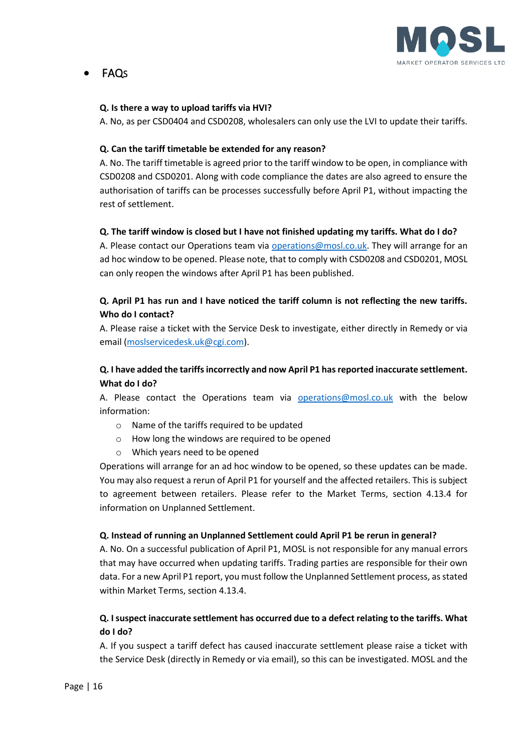- FAQs

**Q. Is there a way to upload tariffs via HVI?**
A. No, as per CSD0404 and CSD0208, wholesalers can only use the LVI to update their tariffs.

**Q. Can the tariff timetable be extended for any reason?**
A. No. The tariff timetable is agreed prior to the tariff window to be open, in compliance with CSD0208 and CSD0201. Along with code compliance the dates are also agreed to ensure the authorisation of tariffs can be processes successfully before April P1, without impacting the rest of settlement.

**Q. The tariff window is closed but I have not finished updating my tariffs. What do I do?**
A. Please contact our Operations team via operations@mosl.co.uk. They will arrange for an ad hoc window to be opened. Please note, that to comply with CSD0208 and CSD0201, MOSL can only reopen the windows after April P1 has been published.

**Q. April P1 has run and I have noticed the tariff column is not reflecting the new tariffs. Who do I contact?**
A. Please raise a ticket with the Service Desk to investigate, either directly in Remedy or via email (moslservicedesk.uk@cgi.com).

**Q. I have added the tariffs incorrectly and now April P1 has reported inaccurate settlement. What do I do?**
A. Please contact the Operations team via operations@mosl.co.uk with the below information:

- Name of the tariffs required to be updated
- How long the windows are required to be opened
- Which years need to be opened

Operations will arrange for an ad hoc window to be opened, so these updates can be made. You may also request a rerun of April P1 for yourself and the affected retailers. This is subject to agreement between retailers. Please refer to the Market Terms, section 4.13.4 for information on Unplanned Settlement.

**Q. Instead of running an Unplanned Settlement could April P1 be rerun in general?**
A. No. On a successful publication of April P1, MOSL is not responsible for any manual errors that may have occurred when updating tariffs. Trading parties are responsible for their own data. For a new April P1 report, you must follow the Unplanned Settlement process, as stated within Market Terms, section 4.13.4.

**Q. I suspect inaccurate settlement has occurred due to a defect relating to the tariffs. What do I do?**
A. If you suspect a tariff defect has caused inaccurate settlement please raise a ticket with the Service Desk (directly in Remedy or via email), so this can be investigated. MOSL and the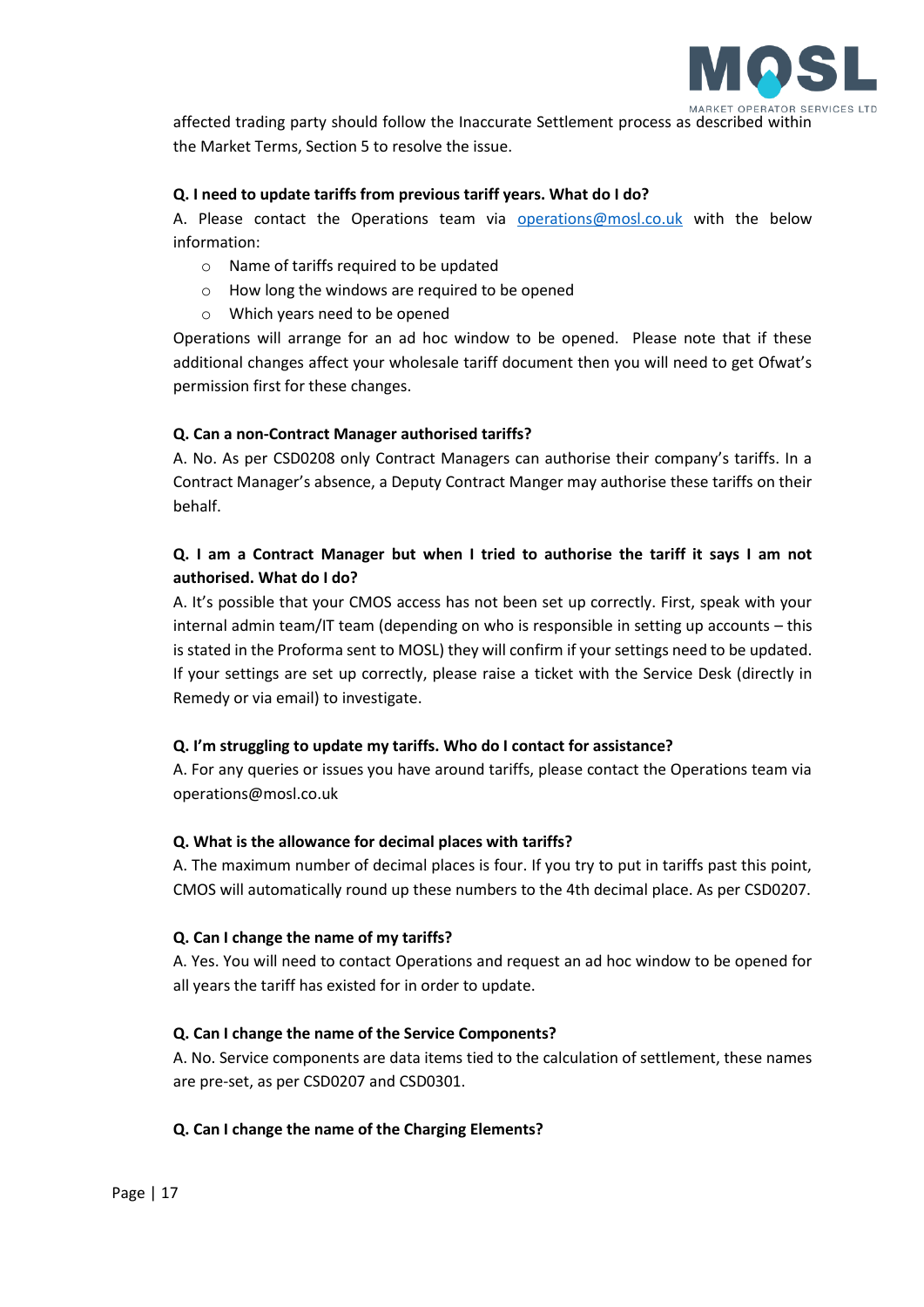affected trading party should follow the Inaccurate Settlement process as described within the Market Terms, Section 5 to resolve the issue.

**Q. I need to update tariffs from previous tariff years. What do I do?**

A. Please contact the Operations team via operations@mosl.co.uk with the below information:

- Name of tariffs required to be updated
- How long the windows are required to be opened
- Which years need to be opened

Operations will arrange for an ad hoc window to be opened. Please note that if these additional changes affect your wholesale tariff document then you will need to get Ofwat's permission first for these changes.

**Q. Can a non-Contract Manager authorised tariffs?**

A. No. As per CSD0208 only Contract Managers can authorise their company's tariffs. In a Contract Manager's absence, a Deputy Contract Manger may authorise these tariffs on their behalf.

**Q. I am a Contract Manager but when I tried to authorise the tariff it says I am not authorised. What do I do?**

A. It's possible that your CMOS access has not been set up correctly. First, speak with your internal admin team/IT team (depending on who is responsible in setting up accounts – this is stated in the Proforma sent to MOSL) they will confirm if your settings need to be updated. If your settings are set up correctly, please raise a ticket with the Service Desk (directly in Remedy or via email) to investigate.

**Q. I'm struggling to update my tariffs. Who do I contact for assistance?**

A. For any queries or issues you have around tariffs, please contact the Operations team via operations@mosl.co.uk

**Q. What is the allowance for decimal places with tariffs?**

A. The maximum number of decimal places is four. If you try to put in tariffs past this point, CMOS will automatically round up these numbers to the 4th decimal place. As per CSD0207.

**Q. Can I change the name of my tariffs?**

A. Yes. You will need to contact Operations and request an ad hoc window to be opened for all years the tariff has existed for in order to update.

**Q. Can I change the name of the Service Components?**

A. No. Service components are data items tied to the calculation of settlement, these names are pre-set, as per CSD0207 and CSD0301.

**Q. Can I change the name of the Charging Elements?**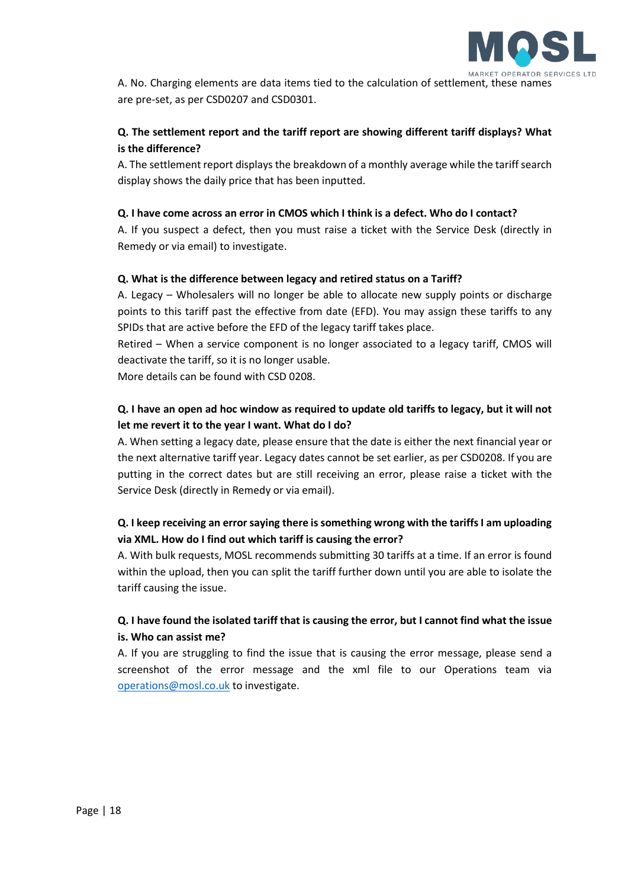A. No. Charging elements are data items tied to the calculation of settlement, these names are pre-set, as per CSD0207 and CSD0301.

**Q. The settlement report and the tariff report are showing different tariff displays? What is the difference?**

A. The settlement report displays the breakdown of a monthly average while the tariff search display shows the daily price that has been inputted.

**Q. I have come across an error in CMOS which I think is a defect. Who do I contact?**

A. If you suspect a defect, then you must raise a ticket with the Service Desk (directly in Remedy or via email) to investigate.

**Q. What is the difference between legacy and retired status on a Tariff?**

A. Legacy – Wholesalers will no longer be able to allocate new supply points or discharge points to this tariff past the effective from date (EFD). You may assign these tariffs to any SPIDs that are active before the EFD of the legacy tariff takes place.

Retired – When a service component is no longer associated to a legacy tariff, CMOS will deactivate the tariff, so it is no longer usable.

More details can be found with CSD 0208.

**Q. I have an open ad hoc window as required to update old tariffs to legacy, but it will not let me revert it to the year I want. What do I do?**

A. When setting a legacy date, please ensure that the date is either the next financial year or the next alternative tariff year. Legacy dates cannot be set earlier, as per CSD0208. If you are putting in the correct dates but are still receiving an error, please raise a ticket with the Service Desk (directly in Remedy or via email).

**Q. I keep receiving an error saying there is something wrong with the tariffs I am uploading via XML. How do I find out which tariff is causing the error?**

A. With bulk requests, MOSL recommends submitting 30 tariffs at a time. If an error is found within the upload, then you can split the tariff further down until you are able to isolate the tariff causing the issue.

**Q. I have found the isolated tariff that is causing the error, but I cannot find what the issue is. Who can assist me?**

A. If you are struggling to find the issue that is causing the error message, please send a screenshot of the error message and the xml file to our Operations team via operations@mosl.co.uk to investigate.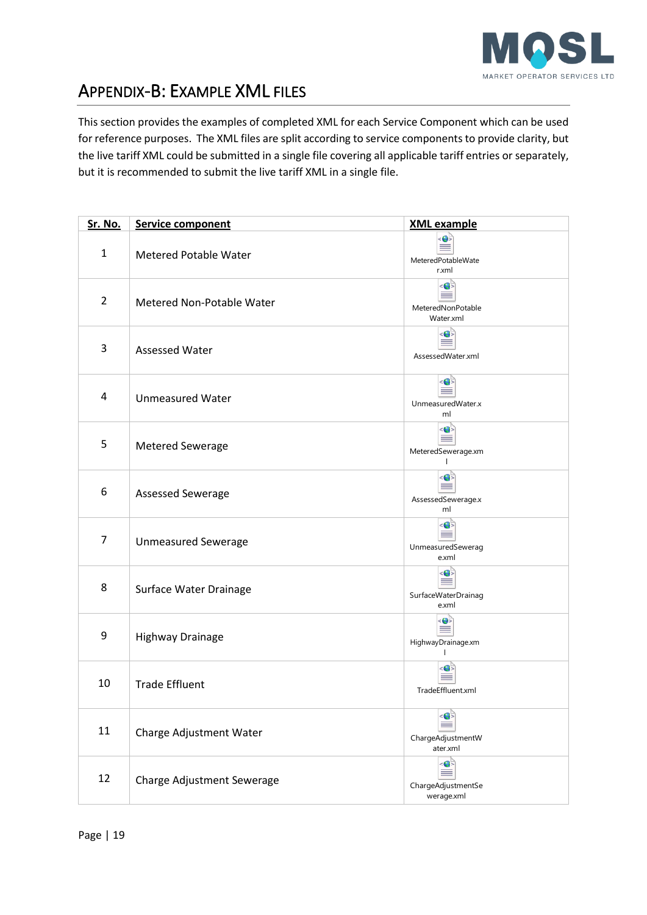# APPENDIX-B: EXAMPLE XML FILES

This section provides the examples of completed XML for each Service Component which can be used for reference purposes. The XML files are split according to service components to provide clarity, but the live tariff XML could be submitted in a single file covering all applicable tariff entries or separately, but it is recommended to submit the live tariff XML in a single file.

| Sr. No. | Service component | XML example |
|---|---|---|
| 1 | Metered Potable Water | MeteredPotableWater.xml |
| 2 | Metered Non-Potable Water | MeteredNonPotableWater.xml |
| 3 | Assessed Water | AssessedWater.xml |
| 4 | Unmeasured Water | UnmeasuredWater.xml |
| 5 | Metered Sewerage | MeteredSewerage.xml |
| 6 | Assessed Sewerage | AssessedSewerage.xml |
| 7 | Unmeasured Sewerage | UnmeasuredSewerage.xml |
| 8 | Surface Water Drainage | SurfaceWaterDrainage.xml |
| 9 | Highway Drainage | HighwayDrainage.xml |
| 10 | Trade Effluent | TradeEffluent.xml |
| 11 | Charge Adjustment Water | ChargeAdjustmentWater.xml |
| 12 | Charge Adjustment Sewerage | ChargeAdjustmentSewerage.xml |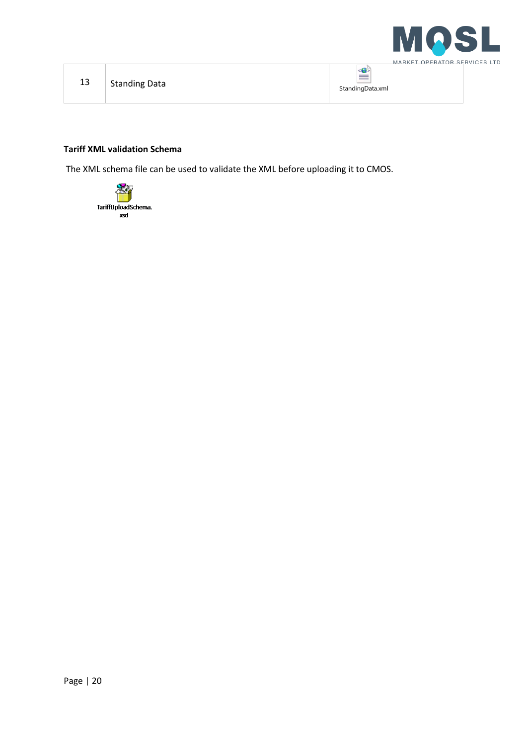| | | |
|---|---|---|
| 13 | Standing Data | StandingData.xml |

**Tariff XML validation Schema**

The XML schema file can be used to validate the XML before uploading it to CMOS.

TariffUploadSchema.xsd